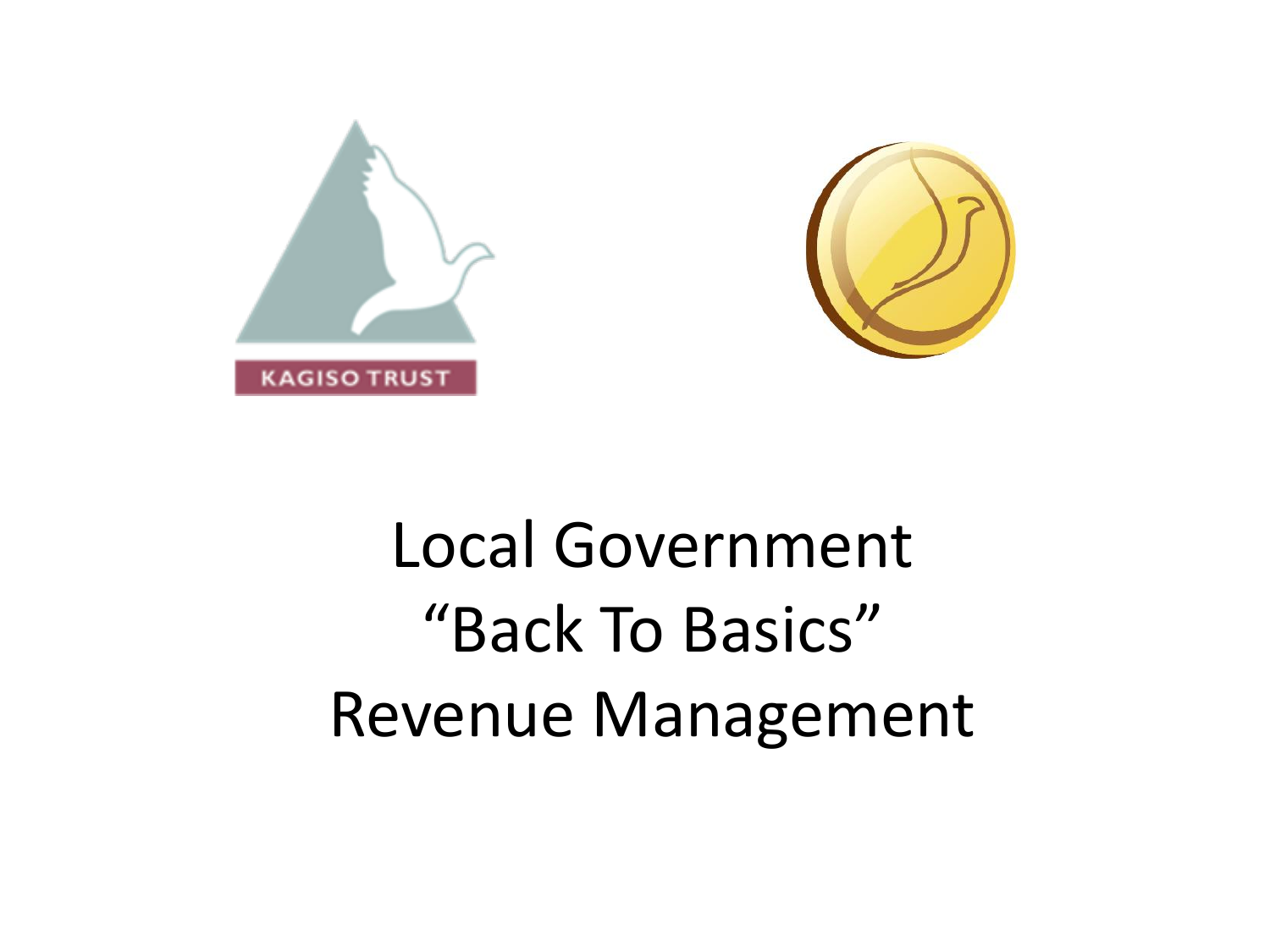KAGISO TRUST

# Local Government
# "Back To Basics"
# Revenue Management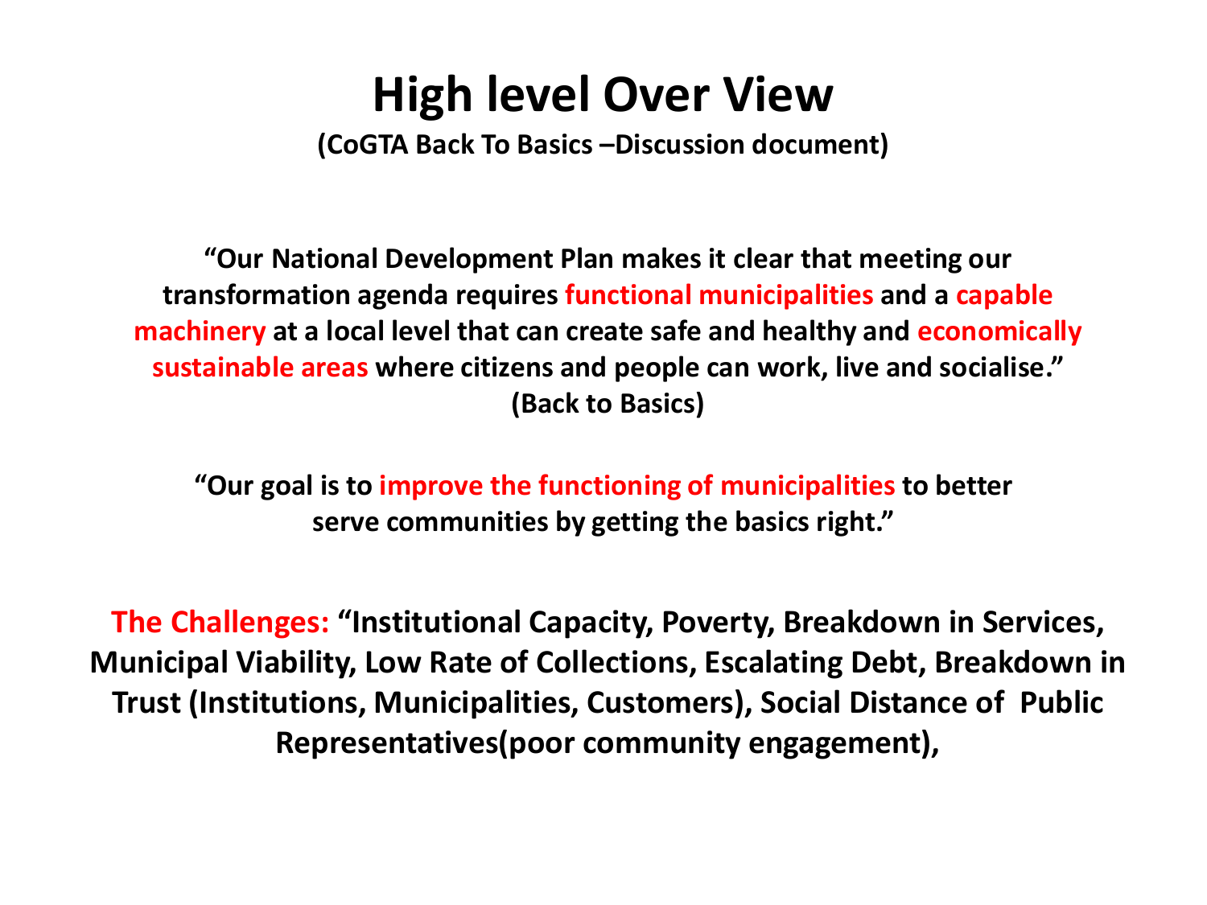# High level Over View

**(CoGTA Back To Basics –Discussion document)**

**"Our National Development Plan makes it clear that meeting our transformation agenda requires functional municipalities and a capable machinery at a local level that can create safe and healthy and economically sustainable areas where citizens and people can work, live and socialise." (Back to Basics)**

**"Our goal is to improve the functioning of municipalities to better serve communities by getting the basics right."**

**The Challenges: "Institutional Capacity, Poverty, Breakdown in Services, Municipal Viability, Low Rate of Collections, Escalating Debt, Breakdown in Trust (Institutions, Municipalities, Customers), Social Distance of Public Representatives(poor community engagement),**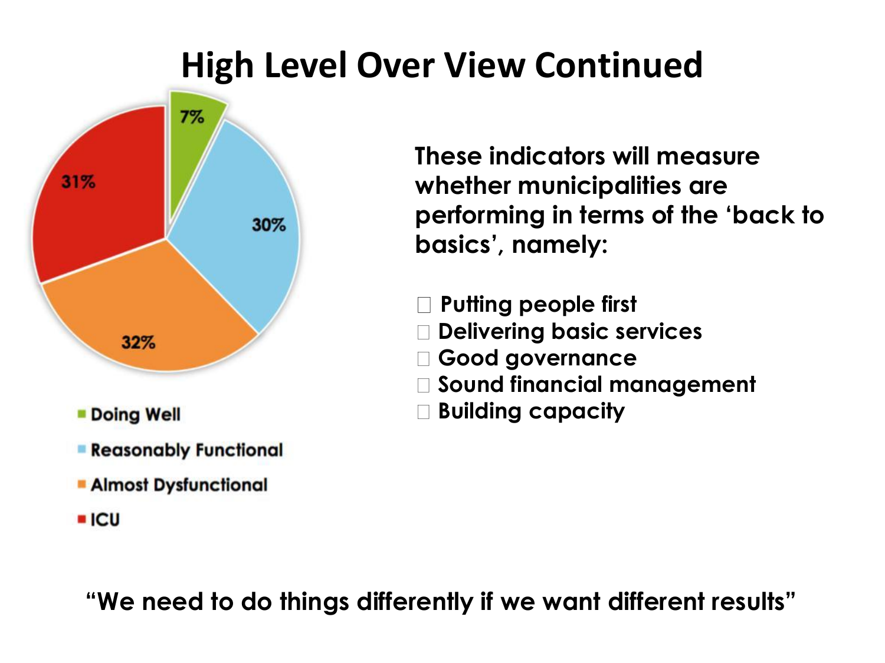# High Level Over View Continued

7%

30%

32%

31%

- Doing Well
- Reasonably Functional
- Almost Dysfunctional
- ICU

**These indicators will measure whether municipalities are performing in terms of the 'back to basics', namely:**

- **Putting people first**
- **Delivering basic services**
- **Good governance**
- **Sound financial management**
- **Building capacity**

**"We need to do things differently if we want different results"**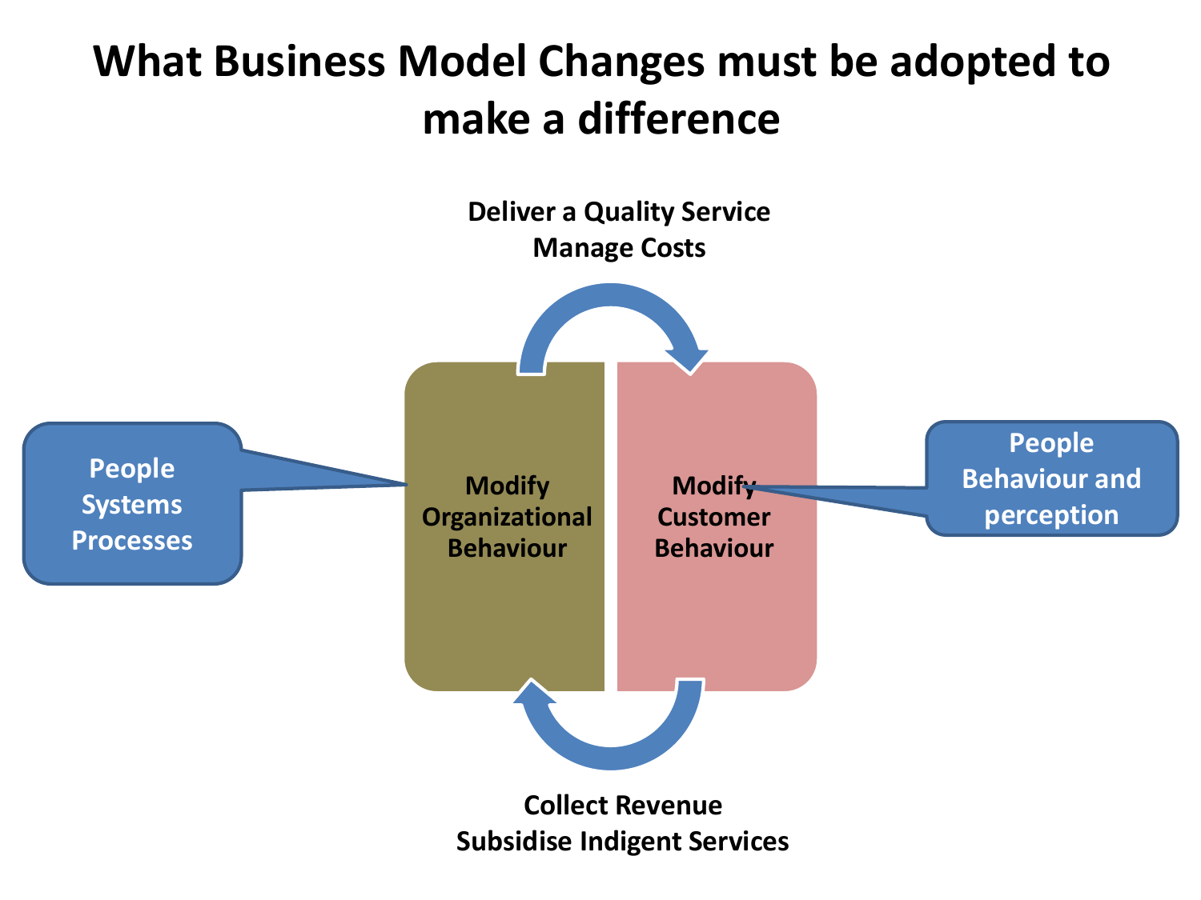# What Business Model Changes must be adopted to make a difference

**Deliver a Quality Service**
**Manage Costs**

People
Systems
Processes

**Modify Organizational Behaviour**

**Modify Customer Behaviour**

People
Behaviour and perception

**Collect Revenue**
**Subsidise Indigent Services**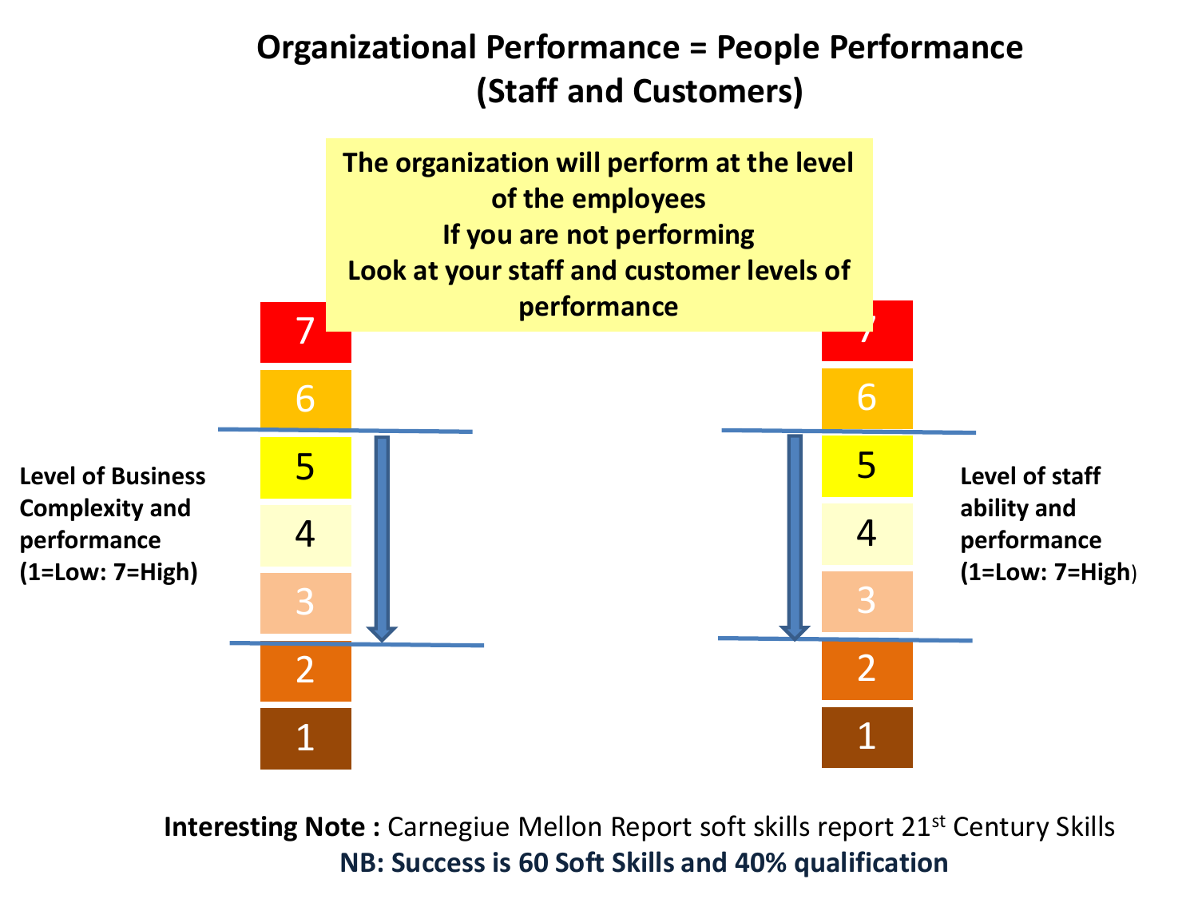# Organizational Performance = People Performance (Staff and Customers)

**The organization will perform at the level of the employees**
**If you are not performing**
**Look at your staff and customer levels of performance**

| Level of Business Complexity and performance (1=Low: 7=High) | Level of staff ability and performance (1=Low: 7=High) |
|---|---|
| 7 | 7 |
| 6 | 6 |
| 5 | 5 |
| 4 | 4 |
| 3 | 3 |
| 2 | 2 |
| 1 | 1 |

**Interesting Note :** Carnegiue Mellon Report soft skills report 21st Century Skills

**NB: Success is 60 Soft Skills and 40% qualification**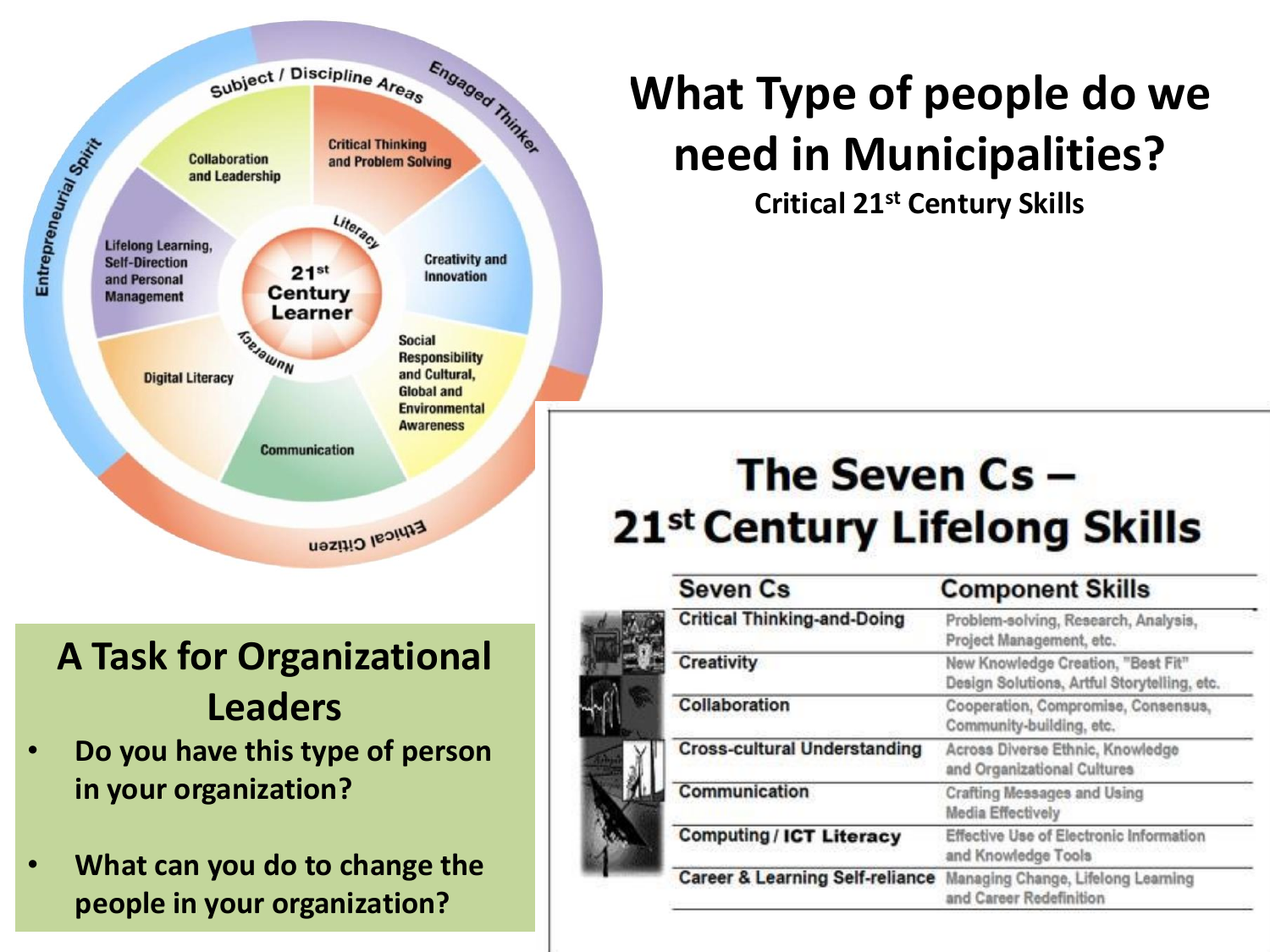# What Type of people do we need in Municipalities?

**Critical 21st Century Skills**

Subject / Discipline Areas

Engaged Thinker

Entrepreneurial Spirit

Ethical Citizen

Collaboration and Leadership

Critical Thinking and Problem Solving

Lifelong Learning, Self-Direction and Personal Management

Literacy

21st Century Learner

Numeracy

Creativity and Innovation

Digital Literacy

Social Responsibility and Cultural, Global and Environmental Awareness

Communication

## A Task for Organizational Leaders

- **Do you have this type of person in your organization?**
- **What can you do to change the people in your organization?**

## The Seven Cs – 21st Century Lifelong Skills

| Seven Cs | Component Skills |
|---|---|
| Critical Thinking-and-Doing | Problem-solving, Research, Analysis, Project Management, etc. |
| Creativity | New Knowledge Creation, "Best Fit" Design Solutions, Artful Storytelling, etc. |
| Collaboration | Cooperation, Compromise, Consensus, Community-building, etc. |
| Cross-cultural Understanding | Across Diverse Ethnic, Knowledge and Organizational Cultures |
| Communication | Crafting Messages and Using Media Effectively |
| Computing / ICT Literacy | Effective Use of Electronic Information and Knowledge Tools |
| Career & Learning Self-reliance | Managing Change, Lifelong Learning and Career Redefinition |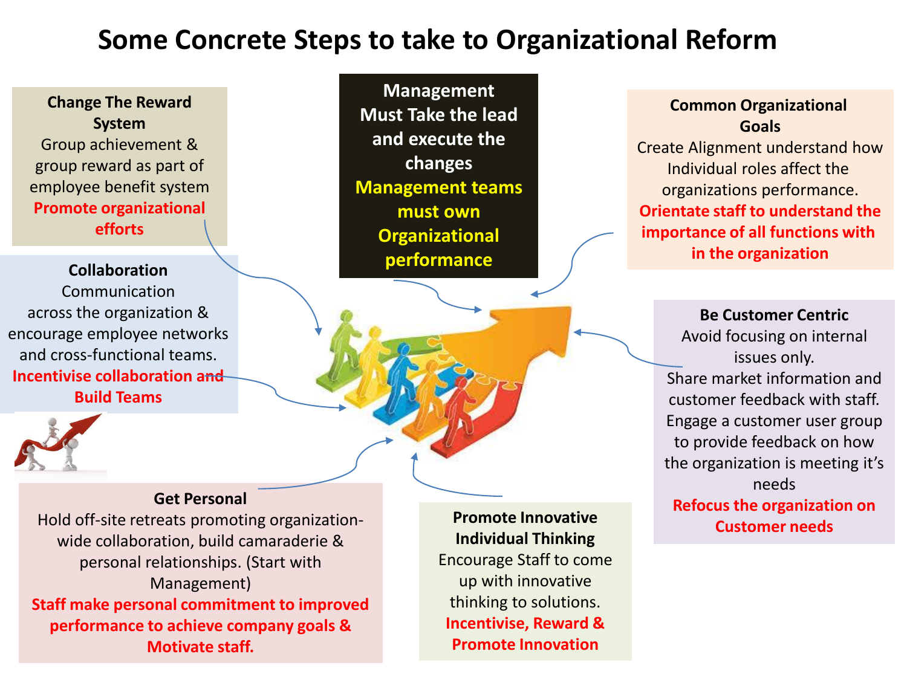# Some Concrete Steps to take to Organizational Reform

**Change The Reward System**
Group achievement & group reward as part of employee benefit system
**Promote organizational efforts**

**Management Must Take the lead and execute the changes**
**Management teams must own Organizational performance**

**Common Organizational Goals**
Create Alignment understand how Individual roles affect the organizations performance.
**Orientate staff to understand the importance of all functions with in the organization**

**Collaboration**
Communication across the organization & encourage employee networks and cross-functional teams.
**Incentivise collaboration and Build Teams**

**Be Customer Centric**
Avoid focusing on internal issues only.
Share market information and customer feedback with staff.
Engage a customer user group to provide feedback on how the organization is meeting it's needs
**Refocus the organization on Customer needs**

**Get Personal**
Hold off-site retreats promoting organization-wide collaboration, build camaraderie & personal relationships. (Start with Management)
**Staff make personal commitment to improved performance to achieve company goals & Motivate staff.**

**Promote Innovative Individual Thinking**
Encourage Staff to come up with innovative thinking to solutions.
**Incentivise, Reward & Promote Innovation**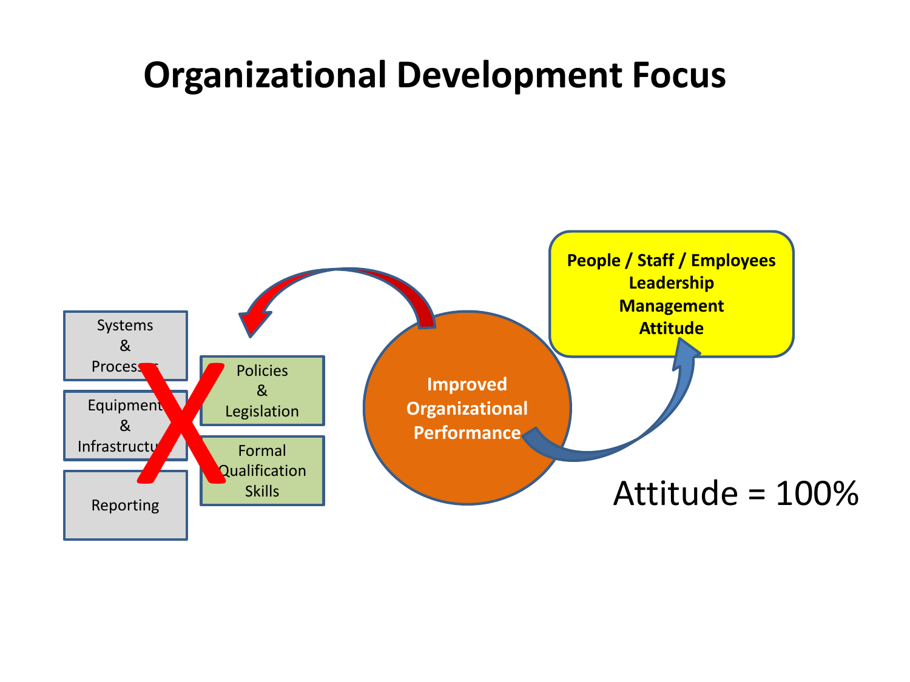# Organizational Development Focus

Systems & Processes

Equipment & Infrastructure

Reporting

Policies & Legislation

Formal Qualification Skills

Improved Organizational Performance

**People / Staff / Employees**
**Leadership**
**Management**
**Attitude**

Attitude = 100%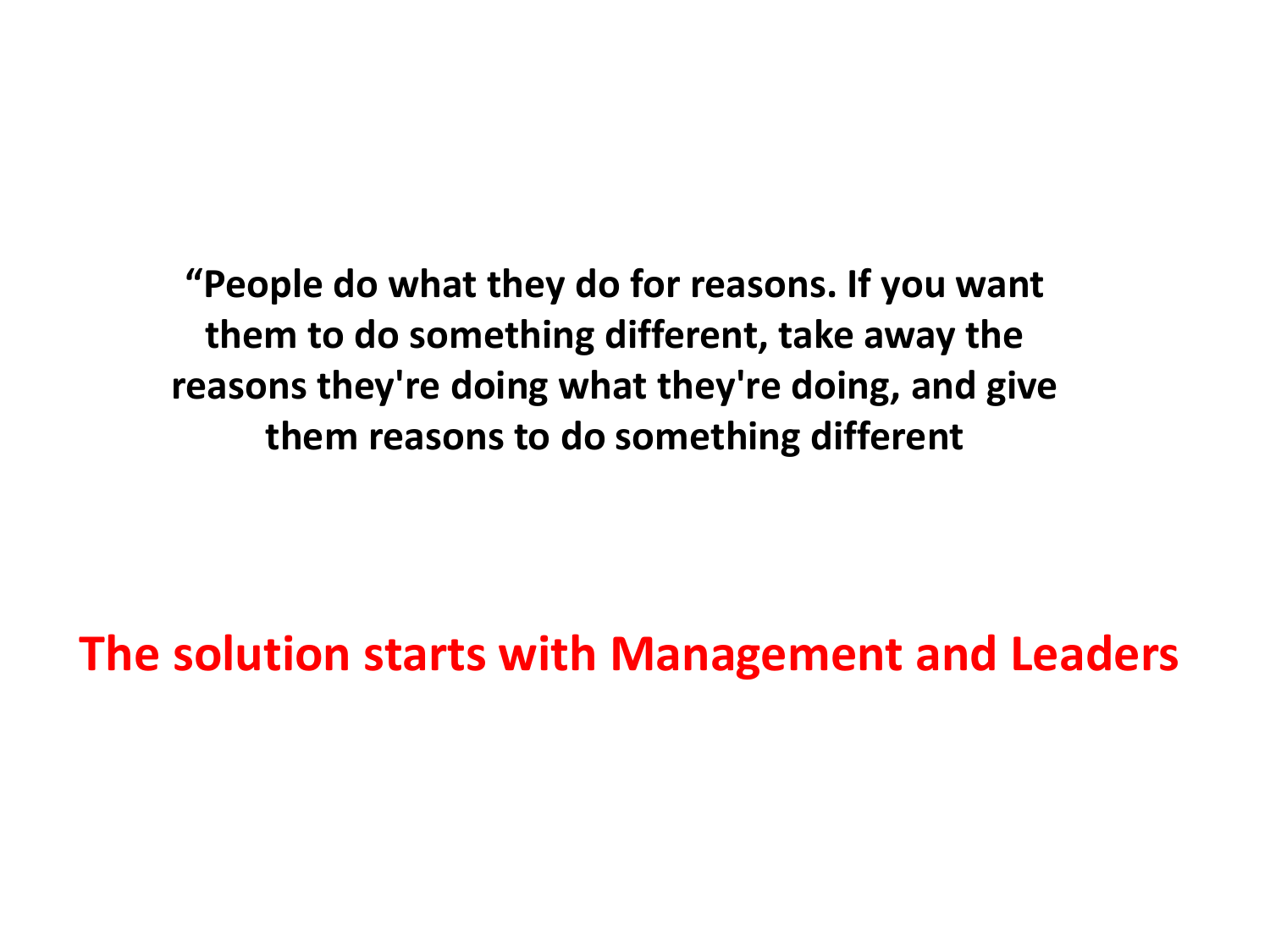**“People do what they do for reasons. If you want them to do something different, take away the reasons they're doing what they're doing, and give them reasons to do something different**

**The solution starts with Management and Leaders**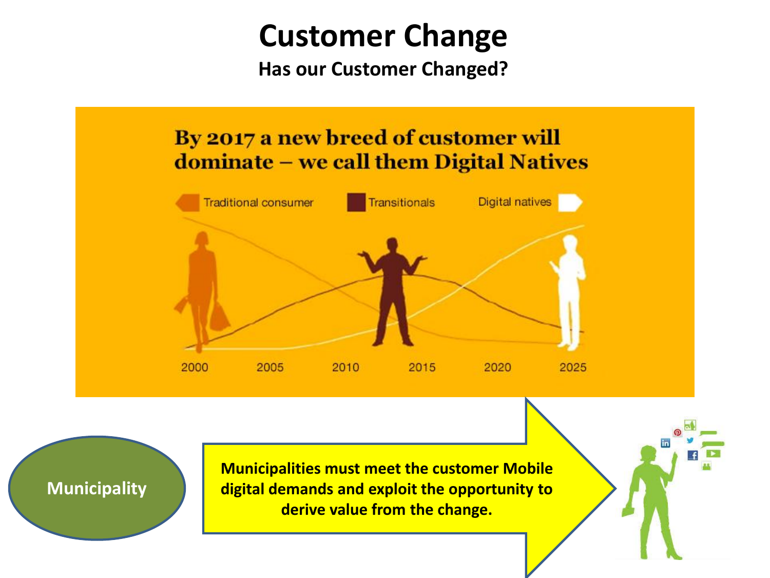# Customer Change

**Has our Customer Changed?**

**By 2017 a new breed of customer will dominate – we call them Digital Natives**

Traditional consumer | Transitionals | Digital natives

2000 2005 2010 2015 2020 2025

**Municipality**

**Municipalities must meet the customer Mobile digital demands and exploit the opportunity to derive value from the change.**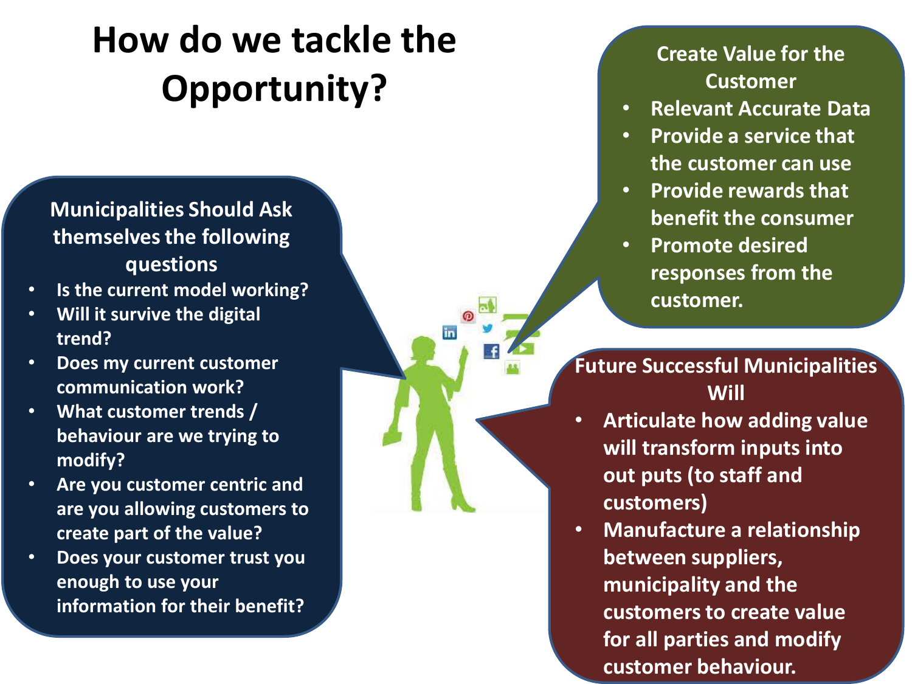# How do we tackle the Opportunity?

## Municipalities Should Ask themselves the following questions

- Is the current model working?
- Will it survive the digital trend?
- Does my current customer communication work?
- What customer trends / behaviour are we trying to modify?
- Are you customer centric and are you allowing customers to create part of the value?
- Does your customer trust you enough to use your information for their benefit?

## Create Value for the Customer

- Relevant Accurate Data
- Provide a service that the customer can use
- Provide rewards that benefit the consumer
- Promote desired responses from the customer.

## Future Successful Municipalities Will

- Articulate how adding value will transform inputs into out puts (to staff and customers)
- Manufacture a relationship between suppliers, municipality and the customers to create value for all parties and modify customer behaviour.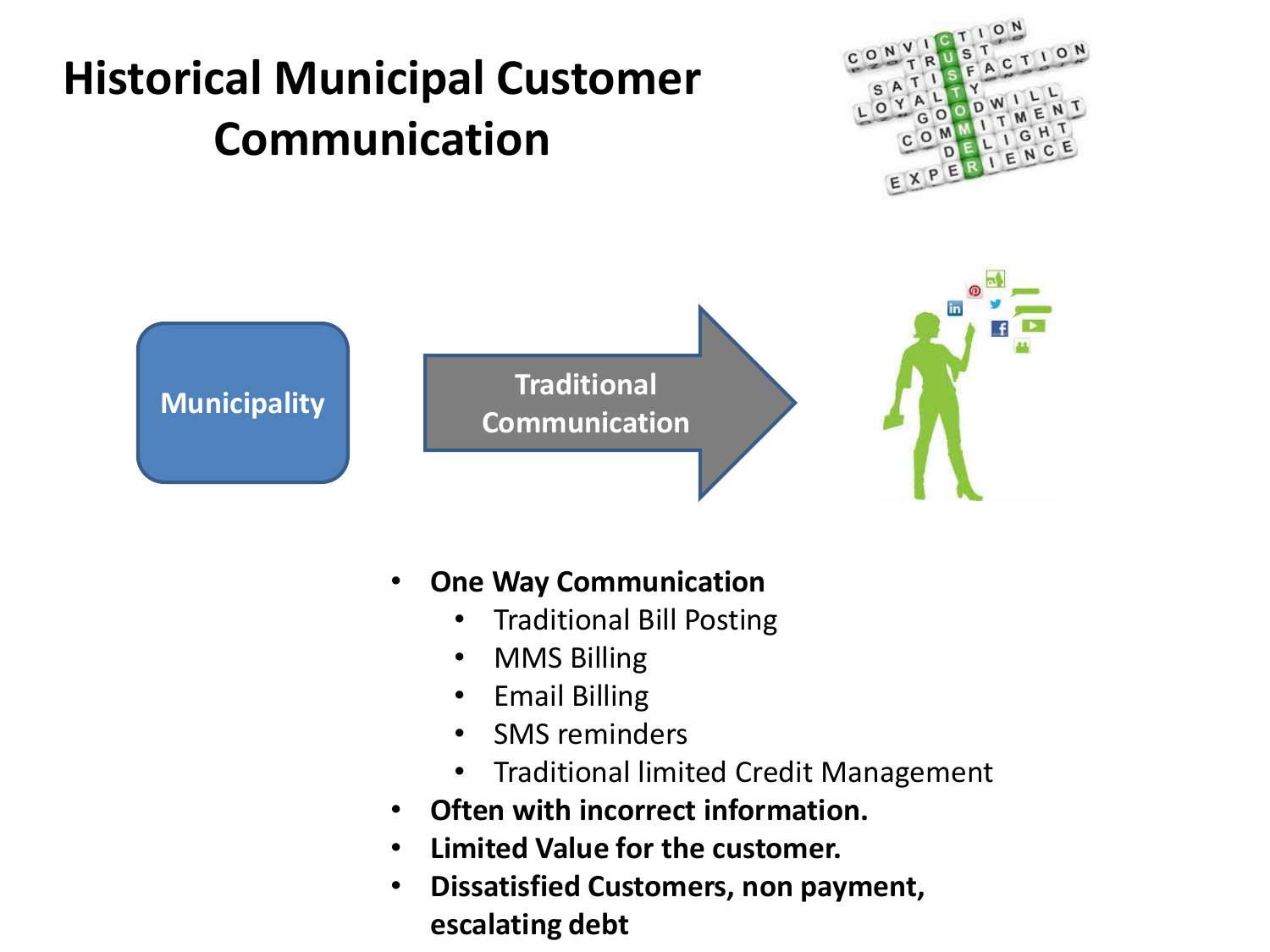# Historical Municipal Customer Communication

Municipality

Traditional Communication

- **One Way Communication**
  - Traditional Bill Posting
  - MMS Billing
  - Email Billing
  - SMS reminders
  - Traditional limited Credit Management
- **Often with incorrect information.**
- **Limited Value for the customer.**
- **Dissatisfied Customers, non payment, escalating debt**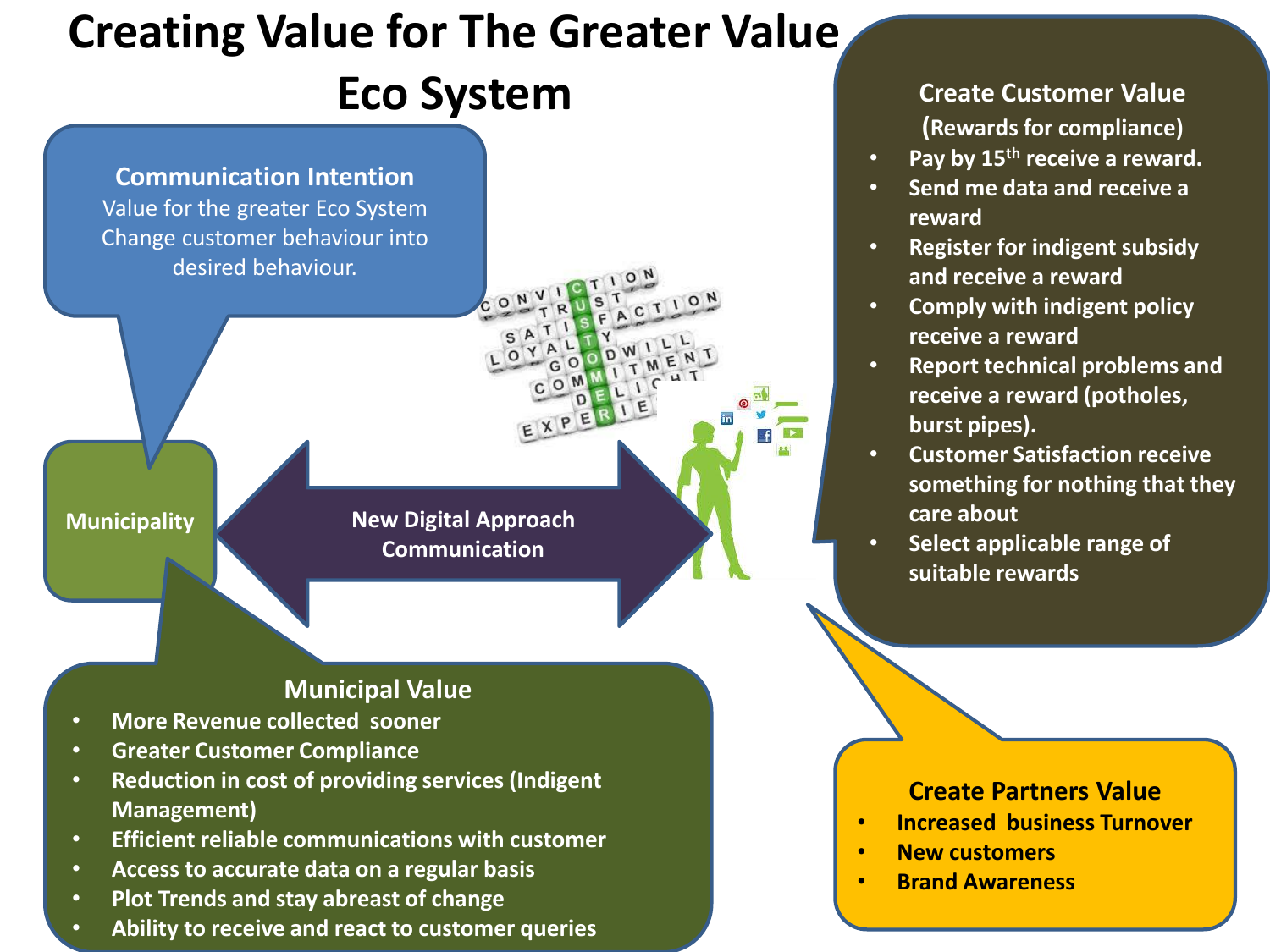# Creating Value for The Greater Value Eco System

**Communication Intention**

Value for the greater Eco System
Change customer behaviour into desired behaviour.

**Municipality**

**New Digital Approach Communication**

**Create Customer Value**

(Rewards for compliance)

- Pay by 15th receive a reward.
- Send me data and receive a reward
- Register for indigent subsidy and receive a reward
- Comply with indigent policy receive a reward
- Report technical problems and receive a reward (potholes, burst pipes).
- Customer Satisfaction receive something for nothing that they care about
- Select applicable range of suitable rewards

**Municipal Value**

- More Revenue collected sooner
- Greater Customer Compliance
- Reduction in cost of providing services (Indigent Management)
- Efficient reliable communications with customer
- Access to accurate data on a regular basis
- Plot Trends and stay abreast of change
- Ability to receive and react to customer queries

**Create Partners Value**

- Increased business Turnover
- New customers
- Brand Awareness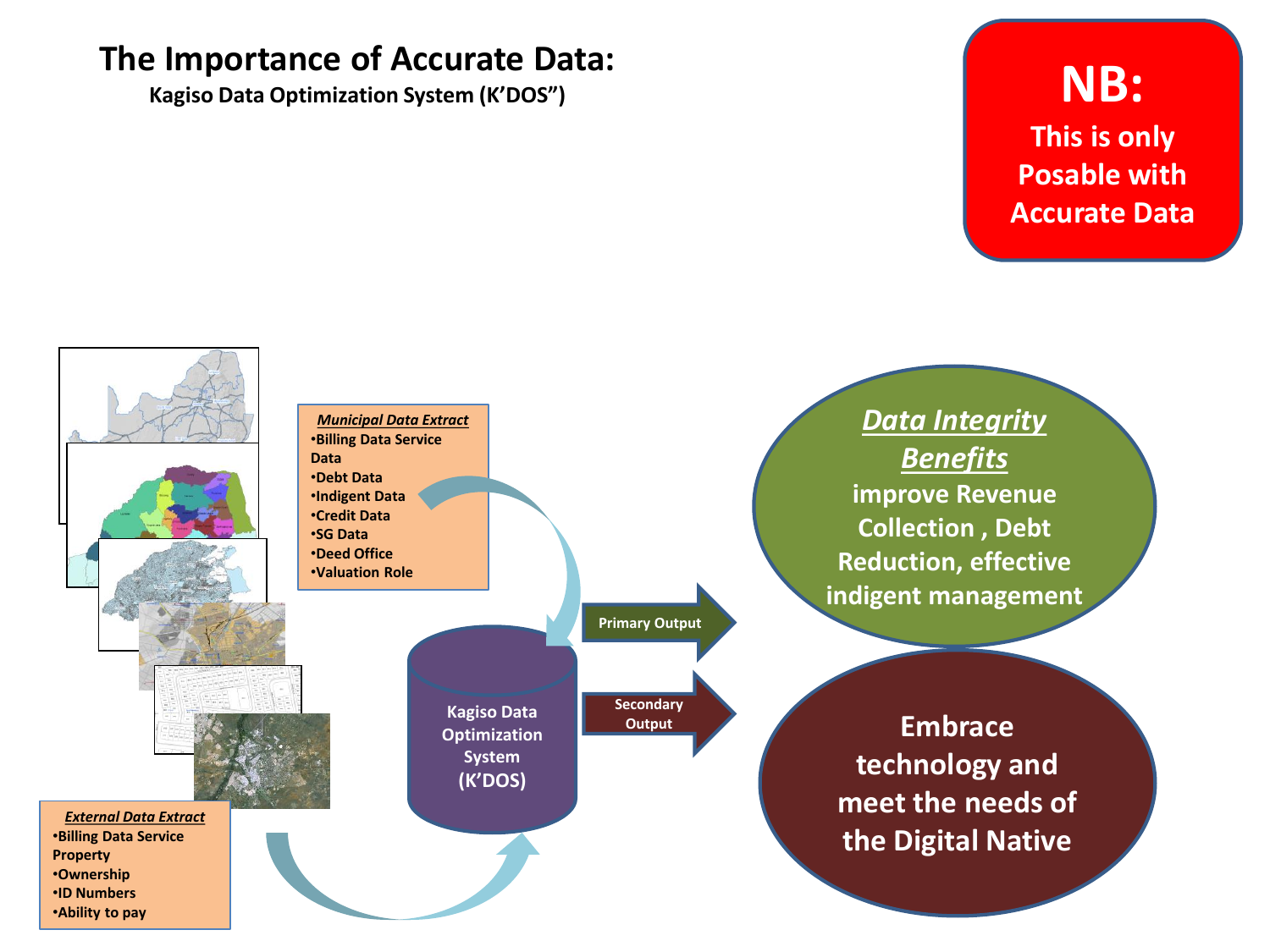# The Importance of Accurate Data:

**Kagiso Data Optimization System (K'DOS")**

**NB:**

**This is only Posable with Accurate Data**

***Municipal Data Extract***

- **Billing Data Service Data**
- **Debt Data**
- **Indigent Data**
- **Credit Data**
- **SG Data**
- **Deed Office**
- **Valuation Role**

***External Data Extract***

- **Billing Data Service Property**
- **Ownership**
- **ID Numbers**
- **Ability to pay**

**Kagiso Data Optimization System (K'DOS)**

**Primary Output**

***Data Integrity Benefits***

**improve Revenue Collection , Debt Reduction, effective indigent management**

**Secondary Output**

**Embrace technology and meet the needs of the Digital Native**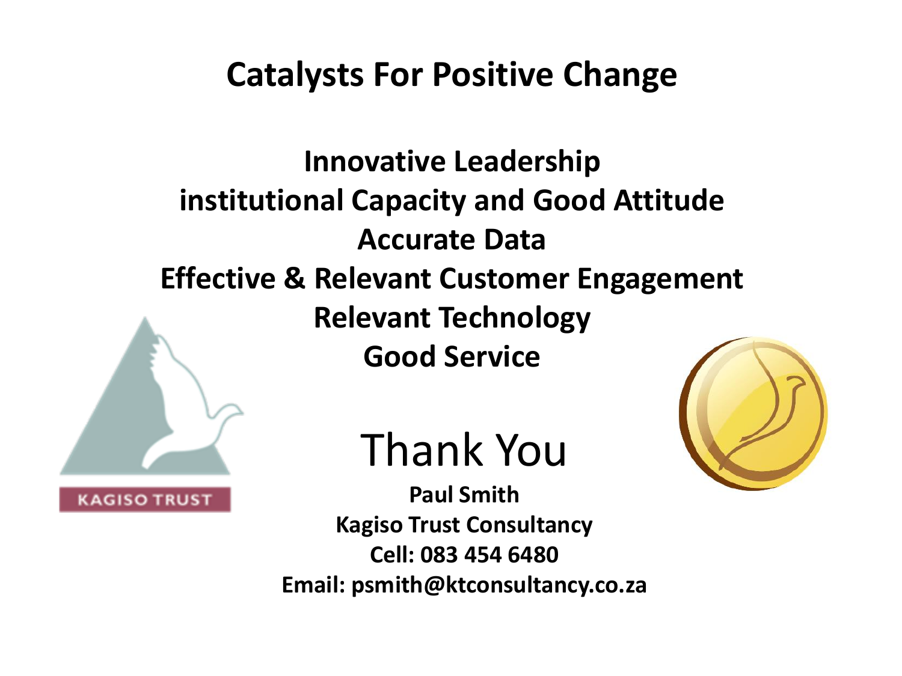# Catalysts For Positive Change

**Innovative Leadership**
**institutional Capacity and Good Attitude**
**Accurate Data**
**Effective & Relevant Customer Engagement**
**Relevant Technology**
**Good Service**

KAGISO TRUST

## Thank You

**Paul Smith**
**Kagiso Trust Consultancy**
**Cell: 083 454 6480**
**Email: psmith@ktconsultancy.co.za**